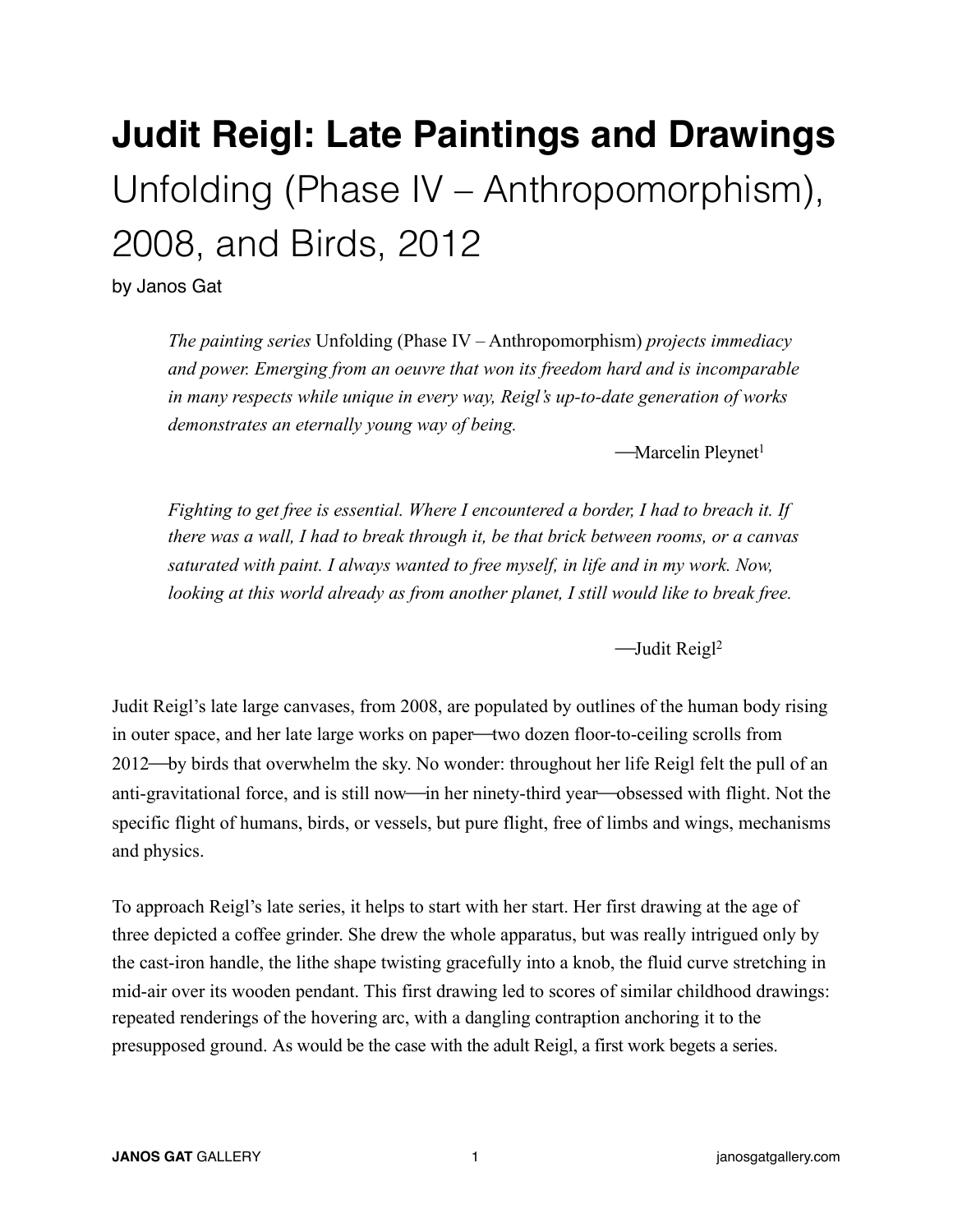# Judit Reigl: Late Paintings and Drawings

## Unfolding (Phase IV – Anthropomorphism), 2008, and Birds, 2012

by Janos Gat

> *The painting series* Unfolding (Phase IV – Anthropomorphism) *projects immediacy and power. Emerging from an oeuvre that won its freedom hard and is incomparable in many respects while unique in every way, Reigl's up-to-date generation of works demonstrates an eternally young way of being.*
>
> —Marcelin Pleynet[1]

> *Fighting to get free is essential. Where I encountered a border, I had to breach it. If there was a wall, I had to break through it, be that brick between rooms, or a canvas saturated with paint. I always wanted to free myself, in life and in my work. Now, looking at this world already as from another planet, I still would like to break free.*
>
> —Judit Reigl[2]

Judit Reigl's late large canvases, from 2008, are populated by outlines of the human body rising in outer space, and her late large works on paper—two dozen floor-to-ceiling scrolls from 2012—by birds that overwhelm the sky. No wonder: throughout her life Reigl felt the pull of an anti-gravitational force, and is still now—in her ninety-third year—obsessed with flight. Not the specific flight of humans, birds, or vessels, but pure flight, free of limbs and wings, mechanisms and physics.

To approach Reigl's late series, it helps to start with her start. Her first drawing at the age of three depicted a coffee grinder. She drew the whole apparatus, but was really intrigued only by the cast-iron handle, the lithe shape twisting gracefully into a knob, the fluid curve stretching in mid-air over its wooden pendant. This first drawing led to scores of similar childhood drawings: repeated renderings of the hovering arc, with a dangling contraption anchoring it to the presupposed ground. As would be the case with the adult Reigl, a first work begets a series.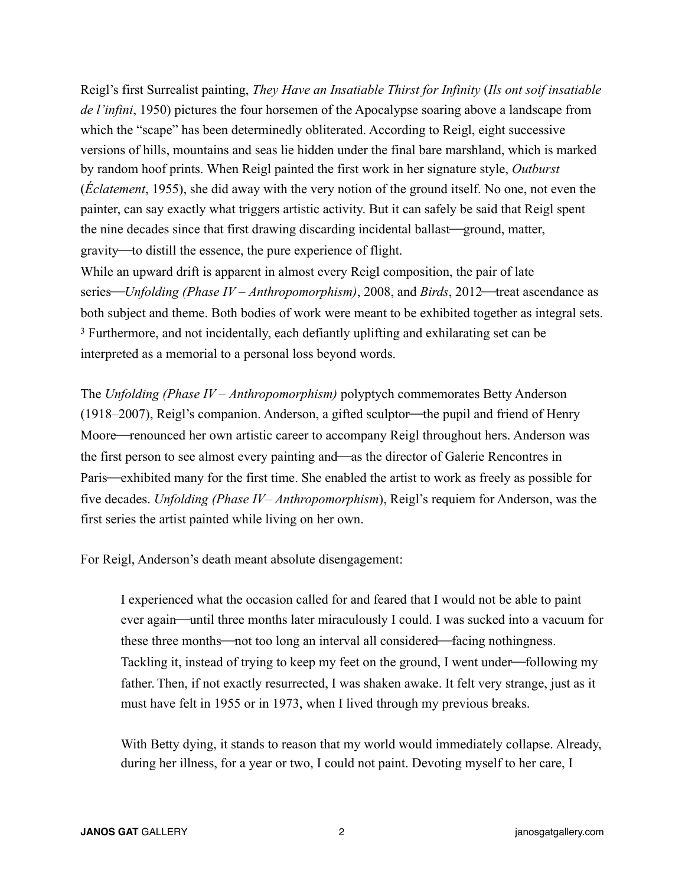Reigl's first Surrealist painting, *They Have an Insatiable Thirst for Infinity* (*Ils ont soif insatiable de l'infini*, 1950) pictures the four horsemen of the Apocalypse soaring above a landscape from which the "scape" has been determinedly obliterated. According to Reigl, eight successive versions of hills, mountains and seas lie hidden under the final bare marshland, which is marked by random hoof prints. When Reigl painted the first work in her signature style, *Outburst* (*Éclatement*, 1955), she did away with the very notion of the ground itself. No one, not even the painter, can say exactly what triggers artistic activity. But it can safely be said that Reigl spent the nine decades since that first drawing discarding incidental ballast—ground, matter, gravity—to distill the essence, the pure experience of flight.

While an upward drift is apparent in almost every Reigl composition, the pair of late series—*Unfolding (Phase IV – Anthropomorphism)*, 2008, and *Birds*, 2012—treat ascendance as both subject and theme. Both bodies of work were meant to be exhibited together as integral sets.[3] Furthermore, and not incidentally, each defiantly uplifting and exhilarating set can be interpreted as a memorial to a personal loss beyond words.

The *Unfolding (Phase IV – Anthropomorphism)* polyptych commemorates Betty Anderson (1918–2007), Reigl's companion. Anderson, a gifted sculptor—the pupil and friend of Henry Moore—renounced her own artistic career to accompany Reigl throughout hers. Anderson was the first person to see almost every painting and—as the director of Galerie Rencontres in Paris—exhibited many for the first time. She enabled the artist to work as freely as possible for five decades. *Unfolding (Phase IV– Anthropomorphism*), Reigl's requiem for Anderson, was the first series the artist painted while living on her own.

For Reigl, Anderson's death meant absolute disengagement:

> I experienced what the occasion called for and feared that I would not be able to paint ever again—until three months later miraculously I could. I was sucked into a vacuum for these three months—not too long an interval all considered—facing nothingness. Tackling it, instead of trying to keep my feet on the ground, I went under—following my father. Then, if not exactly resurrected, I was shaken awake. It felt very strange, just as it must have felt in 1955 or in 1973, when I lived through my previous breaks.
>
> With Betty dying, it stands to reason that my world would immediately collapse. Already, during her illness, for a year or two, I could not paint. Devoting myself to her care, I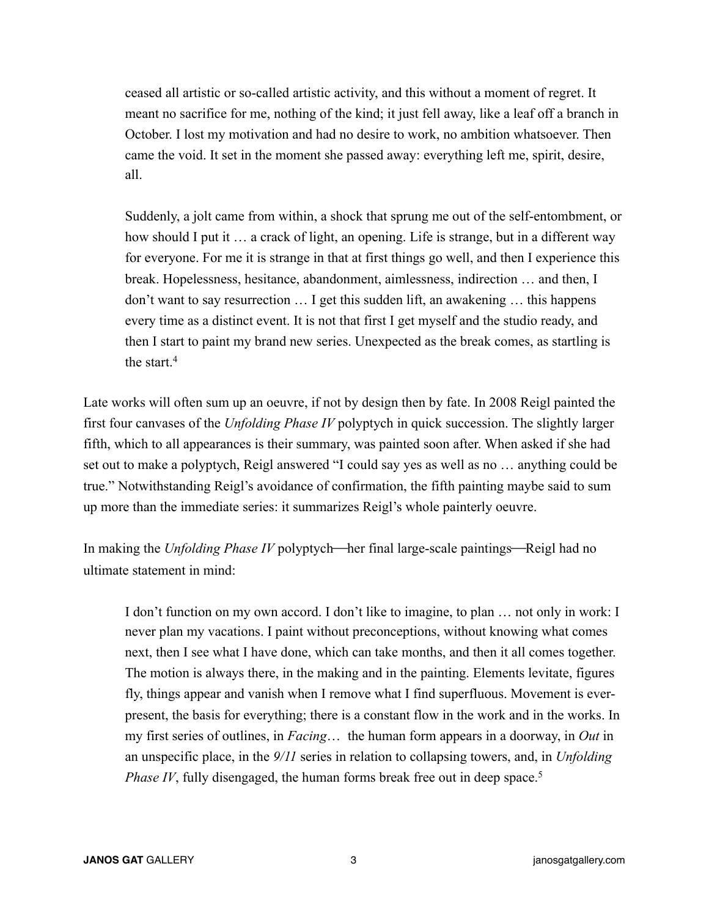> ceased all artistic or so-called artistic activity, and this without a moment of regret. It meant no sacrifice for me, nothing of the kind; it just fell away, like a leaf off a branch in October. I lost my motivation and had no desire to work, no ambition whatsoever. Then came the void. It set in the moment she passed away: everything left me, spirit, desire, all.
>
> Suddenly, a jolt came from within, a shock that sprung me out of the self-entombment, or how should I put it … a crack of light, an opening. Life is strange, but in a different way for everyone. For me it is strange in that at first things go well, and then I experience this break. Hopelessness, hesitance, abandonment, aimlessness, indirection … and then, I don't want to say resurrection … I get this sudden lift, an awakening … this happens every time as a distinct event. It is not that first I get myself and the studio ready, and then I start to paint my brand new series. Unexpected as the break comes, as startling is the start.[4]

Late works will often sum up an oeuvre, if not by design then by fate. In 2008 Reigl painted the first four canvases of the *Unfolding Phase IV* polyptych in quick succession. The slightly larger fifth, which to all appearances is their summary, was painted soon after. When asked if she had set out to make a polyptych, Reigl answered "I could say yes as well as no … anything could be true." Notwithstanding Reigl's avoidance of confirmation, the fifth painting maybe said to sum up more than the immediate series: it summarizes Reigl's whole painterly oeuvre.

In making the *Unfolding Phase IV* polyptych—her final large-scale paintings—Reigl had no ultimate statement in mind:

> I don't function on my own accord. I don't like to imagine, to plan … not only in work: I never plan my vacations. I paint without preconceptions, without knowing what comes next, then I see what I have done, which can take months, and then it all comes together. The motion is always there, in the making and in the painting. Elements levitate, figures fly, things appear and vanish when I remove what I find superfluous. Movement is ever-present, the basis for everything; there is a constant flow in the work and in the works. In my first series of outlines, in *Facing…* the human form appears in a doorway, in *Out* in an unspecific place, in the *9/11* series in relation to collapsing towers, and, in *Unfolding Phase IV*, fully disengaged, the human forms break free out in deep space.[5]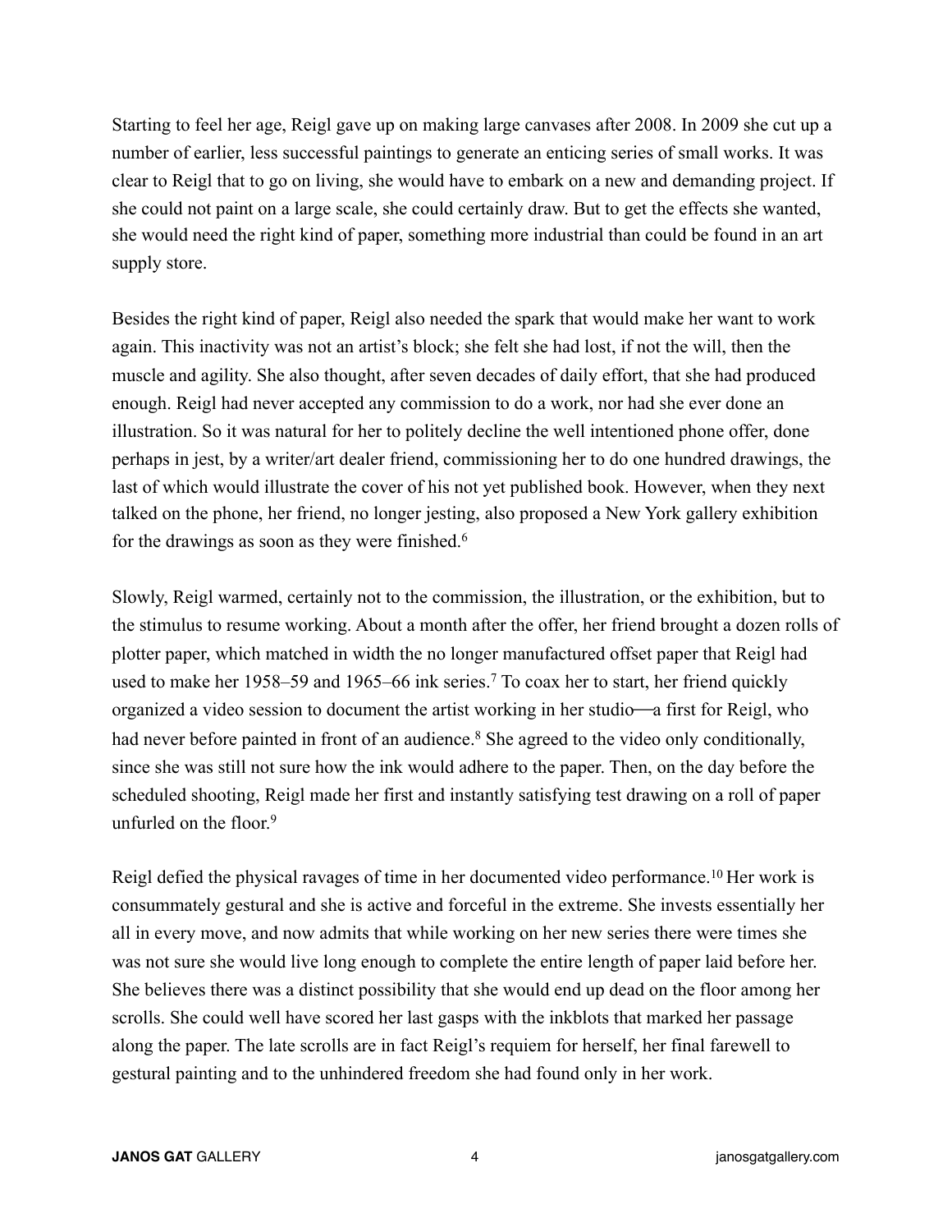Starting to feel her age, Reigl gave up on making large canvases after 2008. In 2009 she cut up a number of earlier, less successful paintings to generate an enticing series of small works. It was clear to Reigl that to go on living, she would have to embark on a new and demanding project. If she could not paint on a large scale, she could certainly draw. But to get the effects she wanted, she would need the right kind of paper, something more industrial than could be found in an art supply store.

Besides the right kind of paper, Reigl also needed the spark that would make her want to work again. This inactivity was not an artist's block; she felt she had lost, if not the will, then the muscle and agility. She also thought, after seven decades of daily effort, that she had produced enough. Reigl had never accepted any commission to do a work, nor had she ever done an illustration. So it was natural for her to politely decline the well intentioned phone offer, done perhaps in jest, by a writer/art dealer friend, commissioning her to do one hundred drawings, the last of which would illustrate the cover of his not yet published book. However, when they next talked on the phone, her friend, no longer jesting, also proposed a New York gallery exhibition for the drawings as soon as they were finished.[6]

Slowly, Reigl warmed, certainly not to the commission, the illustration, or the exhibition, but to the stimulus to resume working. About a month after the offer, her friend brought a dozen rolls of plotter paper, which matched in width the no longer manufactured offset paper that Reigl had used to make her 1958–59 and 1965–66 ink series.[7] To coax her to start, her friend quickly organized a video session to document the artist working in her studio—a first for Reigl, who had never before painted in front of an audience.[8] She agreed to the video only conditionally, since she was still not sure how the ink would adhere to the paper. Then, on the day before the scheduled shooting, Reigl made her first and instantly satisfying test drawing on a roll of paper unfurled on the floor.[9]

Reigl defied the physical ravages of time in her documented video performance.[10] Her work is consummately gestural and she is active and forceful in the extreme. She invests essentially her all in every move, and now admits that while working on her new series there were times she was not sure she would live long enough to complete the entire length of paper laid before her. She believes there was a distinct possibility that she would end up dead on the floor among her scrolls. She could well have scored her last gasps with the inkblots that marked her passage along the paper. The late scrolls are in fact Reigl's requiem for herself, her final farewell to gestural painting and to the unhindered freedom she had found only in her work.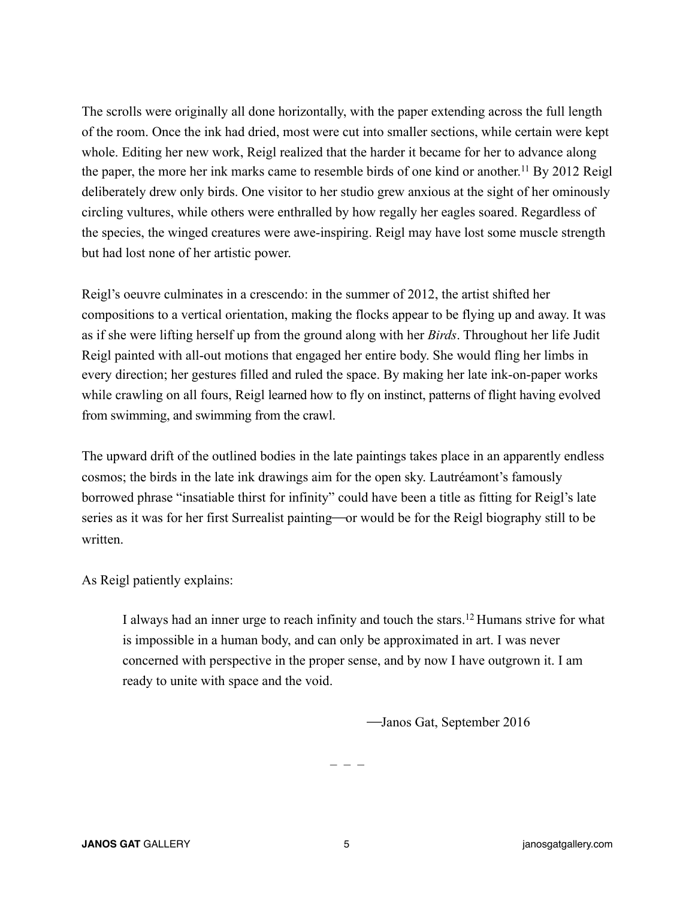The scrolls were originally all done horizontally, with the paper extending across the full length of the room. Once the ink had dried, most were cut into smaller sections, while certain were kept whole. Editing her new work, Reigl realized that the harder it became for her to advance along the paper, the more her ink marks came to resemble birds of one kind or another.[11] By 2012 Reigl deliberately drew only birds. One visitor to her studio grew anxious at the sight of her ominously circling vultures, while others were enthralled by how regally her eagles soared. Regardless of the species, the winged creatures were awe-inspiring. Reigl may have lost some muscle strength but had lost none of her artistic power.

Reigl's oeuvre culminates in a crescendo: in the summer of 2012, the artist shifted her compositions to a vertical orientation, making the flocks appear to be flying up and away. It was as if she were lifting herself up from the ground along with her *Birds*. Throughout her life Judit Reigl painted with all-out motions that engaged her entire body. She would fling her limbs in every direction; her gestures filled and ruled the space. By making her late ink-on-paper works while crawling on all fours, Reigl learned how to fly on instinct, patterns of flight having evolved from swimming, and swimming from the crawl.

The upward drift of the outlined bodies in the late paintings takes place in an apparently endless cosmos; the birds in the late ink drawings aim for the open sky. Lautréamont's famously borrowed phrase "insatiable thirst for infinity" could have been a title as fitting for Reigl's late series as it was for her first Surrealist painting—or would be for the Reigl biography still to be written.

As Reigl patiently explains:

> I always had an inner urge to reach infinity and touch the stars.[12] Humans strive for what is impossible in a human body, and can only be approximated in art. I was never concerned with perspective in the proper sense, and by now I have outgrown it. I am ready to unite with space and the void.

—Janos Gat, September 2016

– – –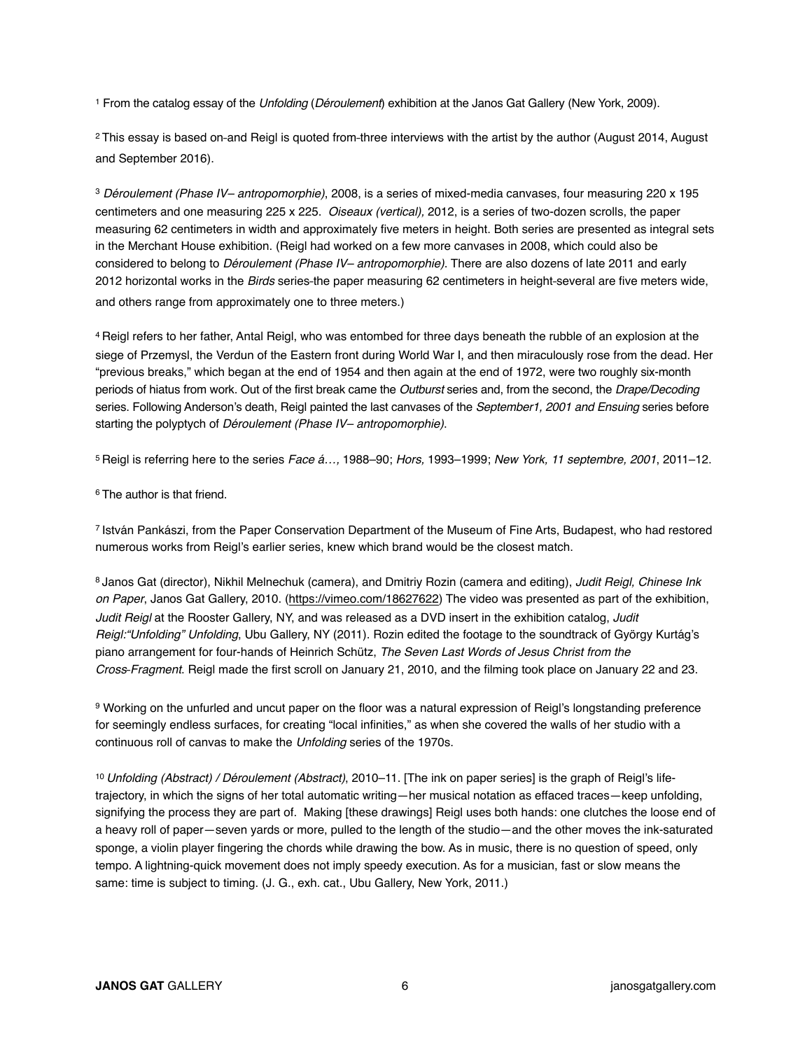[1] From the catalog essay of the *Unfolding* (*Déroulement*) exhibition at the Janos Gat Gallery (New York, 2009).

[2] This essay is based on-and Reigl is quoted from-three interviews with the artist by the author (August 2014, August and September 2016).

[3] *Déroulement (Phase IV– antropomorphie)*, 2008, is a series of mixed-media canvases, four measuring 220 x 195 centimeters and one measuring 225 x 225. *Oiseaux (vertical),* 2012, is a series of two-dozen scrolls, the paper measuring 62 centimeters in width and approximately five meters in height. Both series are presented as integral sets in the Merchant House exhibition. (Reigl had worked on a few more canvases in 2008, which could also be considered to belong to *Déroulement (Phase IV– antropomorphie)*. There are also dozens of late 2011 and early 2012 horizontal works in the *Birds* series-the paper measuring 62 centimeters in height-several are five meters wide, and others range from approximately one to three meters.)

[4] Reigl refers to her father, Antal Reigl, who was entombed for three days beneath the rubble of an explosion at the siege of Przemysl, the Verdun of the Eastern front during World War I, and then miraculously rose from the dead. Her "previous breaks," which began at the end of 1954 and then again at the end of 1972, were two roughly six-month periods of hiatus from work. Out of the first break came the *Outburst* series and, from the second, the *Drape/Decoding* series. Following Anderson's death, Reigl painted the last canvases of the *September1, 2001 and Ensuing* series before starting the polyptych of *Déroulement (Phase IV– antropomorphie)*.

[5] Reigl is referring here to the series *Face á…,* 1988–90; *Hors,* 1993–1999; *New York, 11 septembre, 2001*, 2011–12.

[6] The author is that friend.

[7] István Pankászi, from the Paper Conservation Department of the Museum of Fine Arts, Budapest, who had restored numerous works from Reigl's earlier series, knew which brand would be the closest match.

[8] Janos Gat (director), Nikhil Melnechuk (camera), and Dmitriy Rozin (camera and editing), *Judit Reigl, Chinese Ink on Paper*, Janos Gat Gallery, 2010. (https://vimeo.com/18627622) The video was presented as part of the exhibition, *Judit Reigl* at the Rooster Gallery, NY, and was released as a DVD insert in the exhibition catalog, *Judit Reigl:"Unfolding" Unfolding*, Ubu Gallery, NY (2011). Rozin edited the footage to the soundtrack of György Kurtág's piano arrangement for four-hands of Heinrich Schütz, *The Seven Last Words of Jesus Christ from the Cross-Fragment*. Reigl made the first scroll on January 21, 2010, and the filming took place on January 22 and 23.

[9] Working on the unfurled and uncut paper on the floor was a natural expression of Reigl's longstanding preference for seemingly endless surfaces, for creating "local infinities," as when she covered the walls of her studio with a continuous roll of canvas to make the *Unfolding* series of the 1970s.

[10] *Unfolding (Abstract) / Déroulement (Abstract)*, 2010–11. [The ink on paper series] is the graph of Reigl's life-trajectory, in which the signs of her total automatic writing—her musical notation as effaced traces—keep unfolding, signifying the process they are part of. Making [these drawings] Reigl uses both hands: one clutches the loose end of a heavy roll of paper—seven yards or more, pulled to the length of the studio—and the other moves the ink-saturated sponge, a violin player fingering the chords while drawing the bow. As in music, there is no question of speed, only tempo. A lightning-quick movement does not imply speedy execution. As for a musician, fast or slow means the same: time is subject to timing. (J. G., exh. cat., Ubu Gallery, New York, 2011.)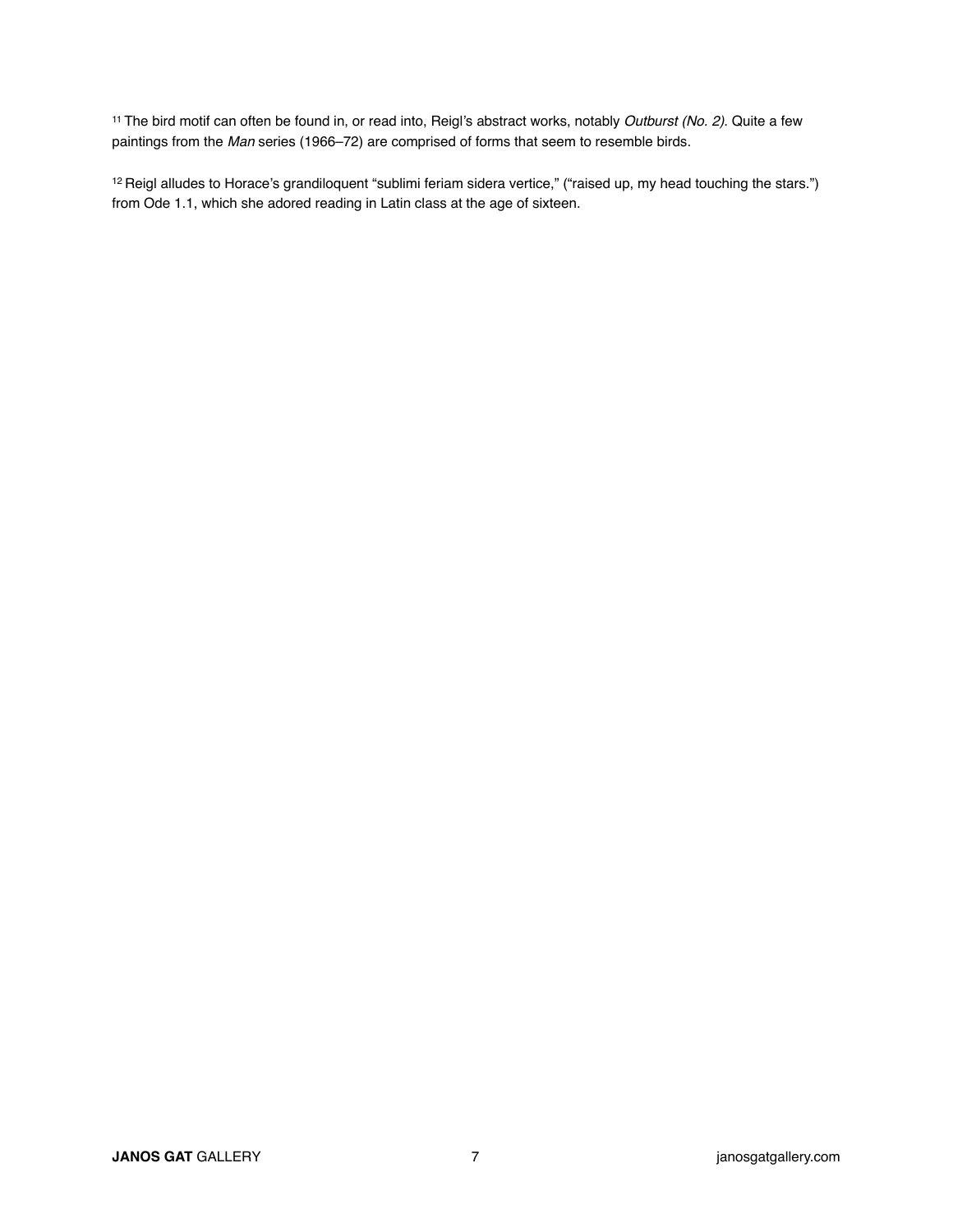[11] The bird motif can often be found in, or read into, Reigl's abstract works, notably *Outburst (No. 2)*. Quite a few paintings from the *Man* series (1966–72) are comprised of forms that seem to resemble birds.

[12] Reigl alludes to Horace's grandiloquent "sublimi feriam sidera vertice," ("raised up, my head touching the stars.") from Ode 1.1, which she adored reading in Latin class at the age of sixteen.